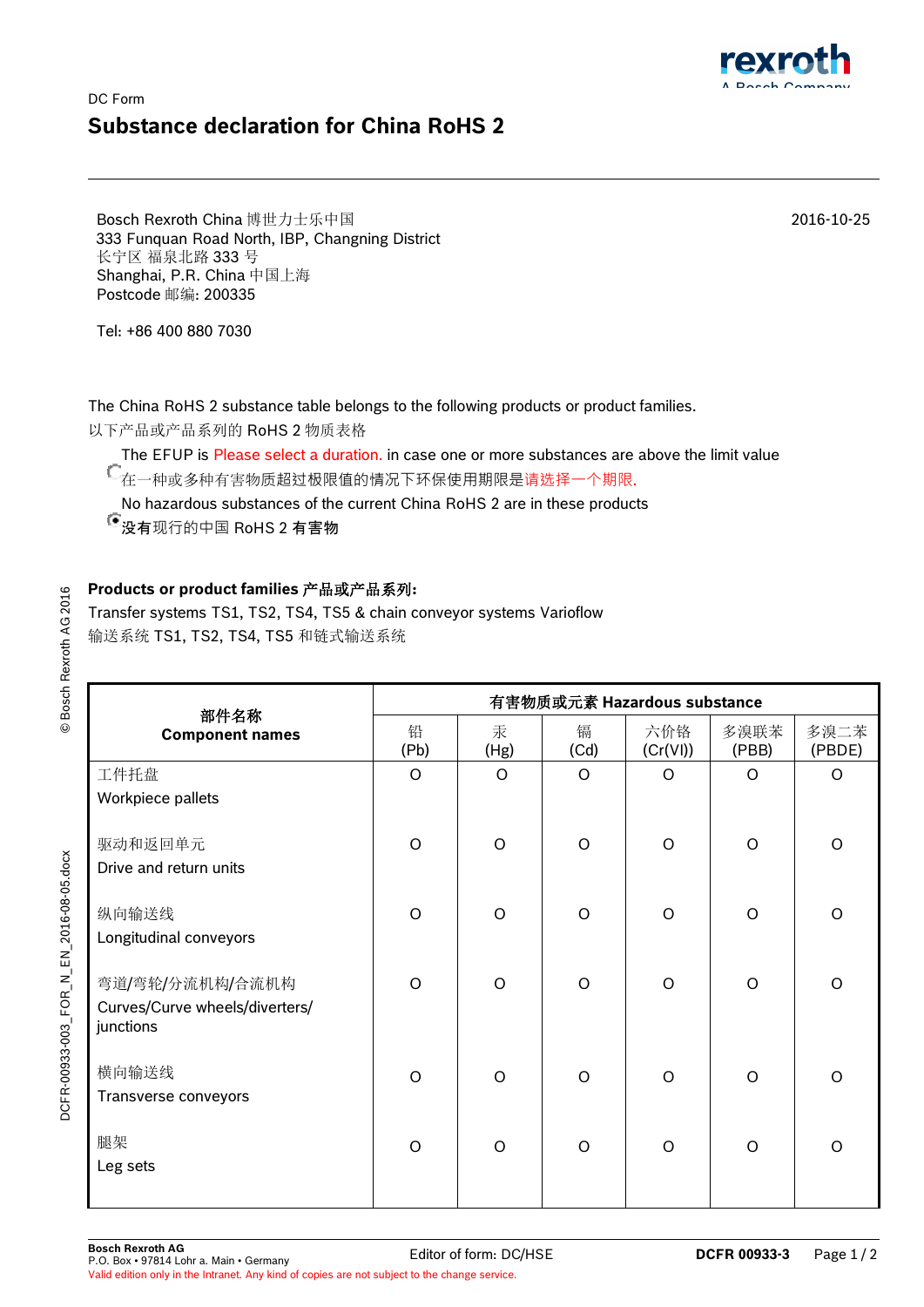DC Form

# Substance declaration for China RoHS 2

Bosch Rexroth China 博世力士乐中国
333 Funquan Road North, IBP, Changning District
长宁区 福泉北路 333 号
Shanghai, P.R. China 中国上海
Postcode 邮编: 200335

2016-10-25

Tel: +86 400 880 7030

The China RoHS 2 substance table belongs to the following products or product families.
以下产品或产品系列的 RoHS 2 物质表格

- ○ The EFUP is Please select a duration. in case one or more substances are above the limit value
  在一种或多种有害物质超过极限值的情况下环保使用期限是请选择一个期限.
- ◉ No hazardous substances of the current China RoHS 2 are in these products
  没有现行的中国 RoHS 2 有害物

**Products or product families 产品或产品系列:**
Transfer systems TS1, TS2, TS4, TS5 & chain conveyor systems Varioflow
输送系统 TS1, TS2, TS4, TS5 和链式输送系统

| 部件名称 Component names | 有害物质或元素 Hazardous substance | | | | | |
|---|---|---|---|---|---|---|
| | 铅 (Pb) | 汞 (Hg) | 镉 (Cd) | 六价铬 (Cr(VI)) | 多溴联苯 (PBB) | 多溴二苯 (PBDE) |
| 工件托盘 Workpiece pallets | O | O | O | O | O | O |
| 驱动和返回单元 Drive and return units | O | O | O | O | O | O |
| 纵向输送线 Longitudinal conveyors | O | O | O | O | O | O |
| 弯道/弯轮/分流机构/合流机构 Curves/Curve wheels/diverters/ junctions | O | O | O | O | O | O |
| 横向输送线 Transverse conveyors | O | O | O | O | O | O |
| 腿架 Leg sets | O | O | O | O | O | O |

**Bosch Rexroth AG**
P.O. Box • 97814 Lohr a. Main • Germany
Valid edition only in the Intranet. Any kind of copies are not subject to the change service.

Editor of form: DC/HSE

**DCFR 00933-3**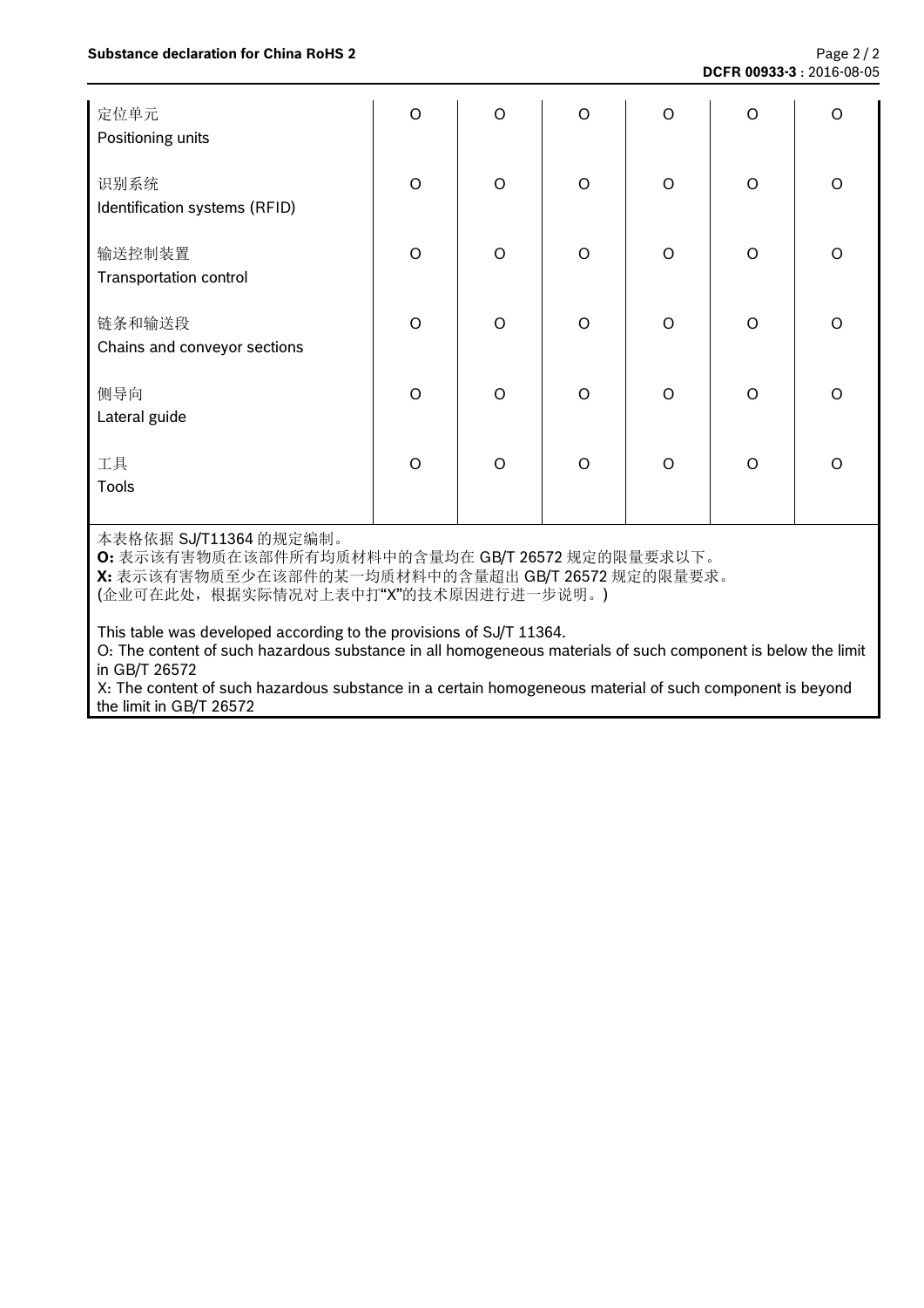| | | | | | | |
|---|---|---|---|---|---|---|
| 定位单元<br>Positioning units | O | O | O | O | O | O |
| 识别系统<br>Identification systems (RFID) | O | O | O | O | O | O |
| 输送控制装置<br>Transportation control | O | O | O | O | O | O |
| 链条和输送段<br>Chains and conveyor sections | O | O | O | O | O | O |
| 侧导向<br>Lateral guide | O | O | O | O | O | O |
| 工具<br>Tools | O | O | O | O | O | O |

本表格依据 SJ/T11364 的规定编制。
**O:** 表示该有害物质在该部件所有均质材料中的含量均在 GB/T 26572 规定的限量要求以下。
**X:** 表示该有害物质至少在该部件的某一均质材料中的含量超出 GB/T 26572 规定的限量要求。
(企业可在此处，根据实际情况对上表中打"X"的技术原因进行进一步说明。)

This table was developed according to the provisions of SJ/T 11364.
O: The content of such hazardous substance in all homogeneous materials of such component is below the limit in GB/T 26572
X: The content of such hazardous substance in a certain homogeneous material of such component is beyond the limit in GB/T 26572